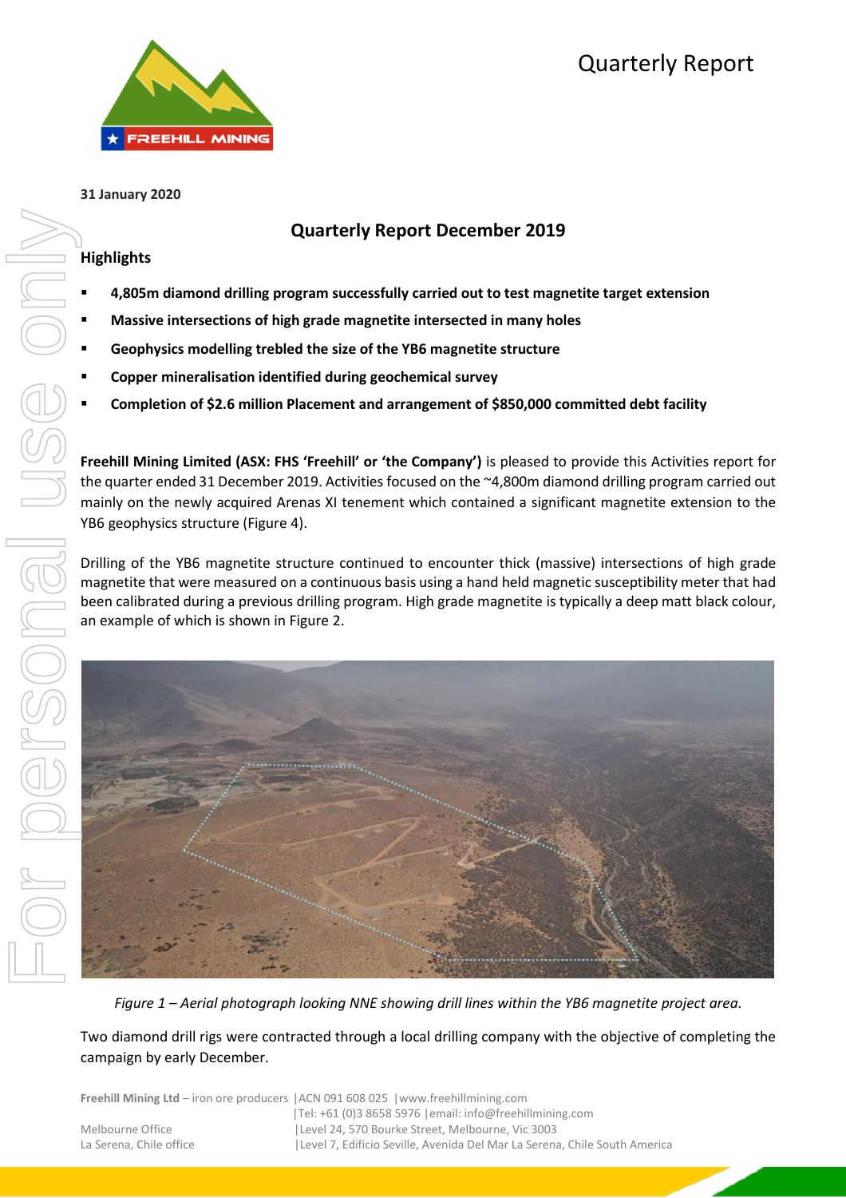# Quarterly Report

**31 January 2020**

## Quarterly Report December 2019

### Highlights

- **4,805m diamond drilling program successfully carried out to test magnetite target extension**
- **Massive intersections of high grade magnetite intersected in many holes**
- **Geophysics modelling trebled the size of the YB6 magnetite structure**
- **Copper mineralisation identified during geochemical survey**
- **Completion of $2.6 million Placement and arrangement of $850,000 committed debt facility**

**Freehill Mining Limited (ASX: FHS 'Freehill' or 'the Company')** is pleased to provide this Activities report for the quarter ended 31 December 2019. Activities focused on the ~4,800m diamond drilling program carried out mainly on the newly acquired Arenas XI tenement which contained a significant magnetite extension to the YB6 geophysics structure (Figure 4).

Drilling of the YB6 magnetite structure continued to encounter thick (massive) intersections of high grade magnetite that were measured on a continuous basis using a hand held magnetic susceptibility meter that had been calibrated during a previous drilling program. High grade magnetite is typically a deep matt black colour, an example of which is shown in Figure 2.

*Figure 1 – Aerial photograph looking NNE showing drill lines within the YB6 magnetite project area.*

Two diamond drill rigs were contracted through a local drilling company with the objective of completing the campaign by early December.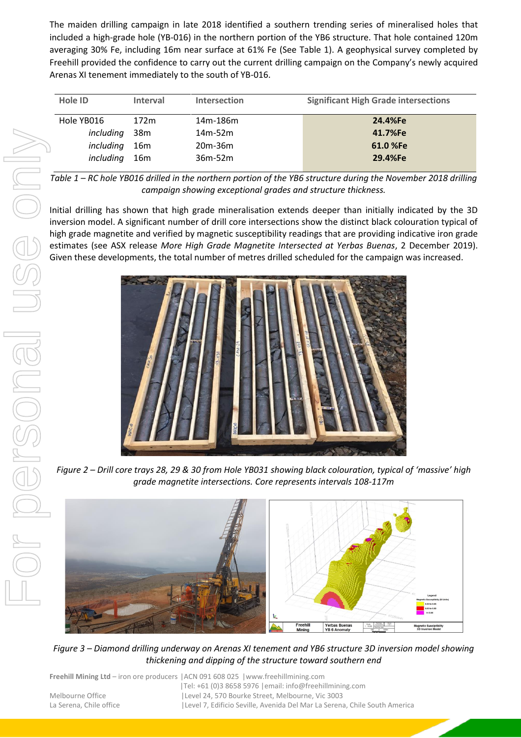The maiden drilling campaign in late 2018 identified a southern trending series of mineralised holes that included a high-grade hole (YB-016) in the northern portion of the YB6 structure. That hole contained 120m averaging 30% Fe, including 16m near surface at 61% Fe (See Table 1). A geophysical survey completed by Freehill provided the confidence to carry out the current drilling campaign on the Company's newly acquired Arenas XI tenement immediately to the south of YB-016.

| Hole ID | Interval | Intersection | Significant High Grade intersections |
|---|---|---|---|
| Hole YB016 | 172m | 14m-186m | **24.4%Fe** |
| *including* | 38m | 14m-52m | **41.7%Fe** |
| *including* | 16m | 20m-36m | **61.0 %Fe** |
| *including* | 16m | 36m-52m | **29.4%Fe** |

*Table 1 – RC hole YB016 drilled in the northern portion of the YB6 structure during the November 2018 drilling campaign showing exceptional grades and structure thickness.*

Initial drilling has shown that high grade mineralisation extends deeper than initially indicated by the 3D inversion model. A significant number of drill core intersections show the distinct black colouration typical of high grade magnetite and verified by magnetic susceptibility readings that are providing indicative iron grade estimates (see ASX release *More High Grade Magnetite Intersected at Yerbas Buenas*, 2 December 2019). Given these developments, the total number of metres drilled scheduled for the campaign was increased.

*Figure 2 – Drill core trays 28, 29 & 30 from Hole YB031 showing black colouration, typical of 'massive' high grade magnetite intersections. Core represents intervals 108-117m*

*Figure 3 – Diamond drilling underway on Arenas XI tenement and YB6 structure 3D inversion model showing thickening and dipping of the structure toward southern end*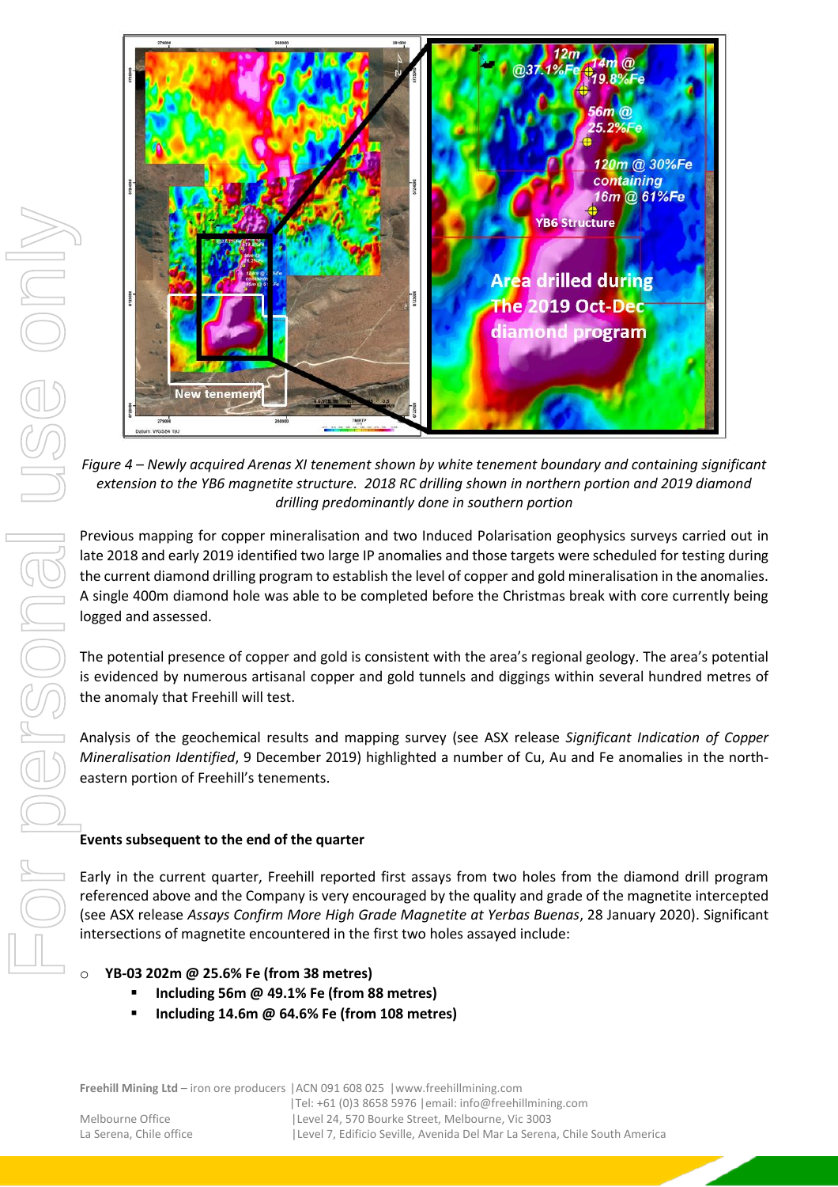*Figure 4 – Newly acquired Arenas XI tenement shown by white tenement boundary and containing significant extension to the YB6 magnetite structure. 2018 RC drilling shown in northern portion and 2019 diamond drilling predominantly done in southern portion*

Previous mapping for copper mineralisation and two Induced Polarisation geophysics surveys carried out in late 2018 and early 2019 identified two large IP anomalies and those targets were scheduled for testing during the current diamond drilling program to establish the level of copper and gold mineralisation in the anomalies. A single 400m diamond hole was able to be completed before the Christmas break with core currently being logged and assessed.

The potential presence of copper and gold is consistent with the area's regional geology. The area's potential is evidenced by numerous artisanal copper and gold tunnels and diggings within several hundred metres of the anomaly that Freehill will test.

Analysis of the geochemical results and mapping survey (see ASX release *Significant Indication of Copper Mineralisation Identified*, 9 December 2019) highlighted a number of Cu, Au and Fe anomalies in the north-eastern portion of Freehill's tenements.

**Events subsequent to the end of the quarter**

Early in the current quarter, Freehill reported first assays from two holes from the diamond drill program referenced above and the Company is very encouraged by the quality and grade of the magnetite intercepted (see ASX release *Assays Confirm More High Grade Magnetite at Yerbas Buenas*, 28 January 2020). Significant intersections of magnetite encountered in the first two holes assayed include:

- **YB-03 202m @ 25.6% Fe (from 38 metres)**
  - **Including 56m @ 49.1% Fe (from 88 metres)**
  - **Including 14.6m @ 64.6% Fe (from 108 metres)**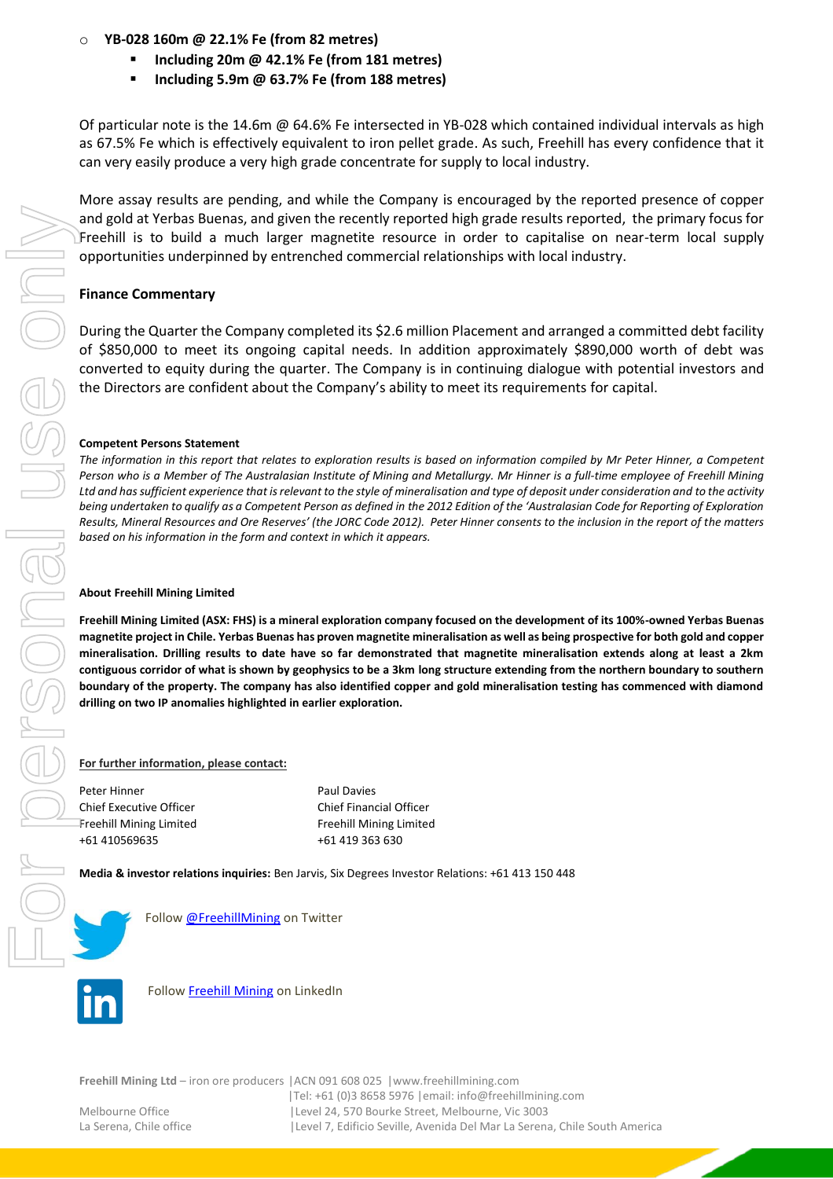- **YB-028 160m @ 22.1% Fe (from 82 metres)**
    - **Including 20m @ 42.1% Fe (from 181 metres)**
    - **Including 5.9m @ 63.7% Fe (from 188 metres)**

Of particular note is the 14.6m @ 64.6% Fe intersected in YB-028 which contained individual intervals as high as 67.5% Fe which is effectively equivalent to iron pellet grade. As such, Freehill has every confidence that it can very easily produce a very high grade concentrate for supply to local industry.

More assay results are pending, and while the Company is encouraged by the reported presence of copper and gold at Yerbas Buenas, and given the recently reported high grade results reported, the primary focus for Freehill is to build a much larger magnetite resource in order to capitalise on near-term local supply opportunities underpinned by entrenched commercial relationships with local industry.

### Finance Commentary

During the Quarter the Company completed its $2.6 million Placement and arranged a committed debt facility of $850,000 to meet its ongoing capital needs. In addition approximately $890,000 worth of debt was converted to equity during the quarter. The Company is in continuing dialogue with potential investors and the Directors are confident about the Company's ability to meet its requirements for capital.

**Competent Persons Statement**

*The information in this report that relates to exploration results is based on information compiled by Mr Peter Hinner, a Competent Person who is a Member of The Australasian Institute of Mining and Metallurgy. Mr Hinner is a full-time employee of Freehill Mining Ltd and has sufficient experience that is relevant to the style of mineralisation and type of deposit under consideration and to the activity being undertaken to qualify as a Competent Person as defined in the 2012 Edition of the 'Australasian Code for Reporting of Exploration Results, Mineral Resources and Ore Reserves' (the JORC Code 2012). Peter Hinner consents to the inclusion in the report of the matters based on his information in the form and context in which it appears.*

**About Freehill Mining Limited**

**Freehill Mining Limited (ASX: FHS) is a mineral exploration company focused on the development of its 100%-owned Yerbas Buenas magnetite project in Chile. Yerbas Buenas has proven magnetite mineralisation as well as being prospective for both gold and copper mineralisation. Drilling results to date have so far demonstrated that magnetite mineralisation extends along at least a 2km contiguous corridor of what is shown by geophysics to be a 3km long structure extending from the northern boundary to southern boundary of the property. The company has also identified copper and gold mineralisation testing has commenced with diamond drilling on two IP anomalies highlighted in earlier exploration.**

**For further information, please contact:**

| | |
|---|---|
| Peter Hinner | Paul Davies |
| Chief Executive Officer | Chief Financial Officer |
| Freehill Mining Limited | Freehill Mining Limited |
| +61 410569635 | +61 419 363 630 |

**Media & investor relations inquiries:** Ben Jarvis, Six Degrees Investor Relations: +61 413 150 448

Follow @FreehillMining on Twitter

Follow Freehill Mining on LinkedIn